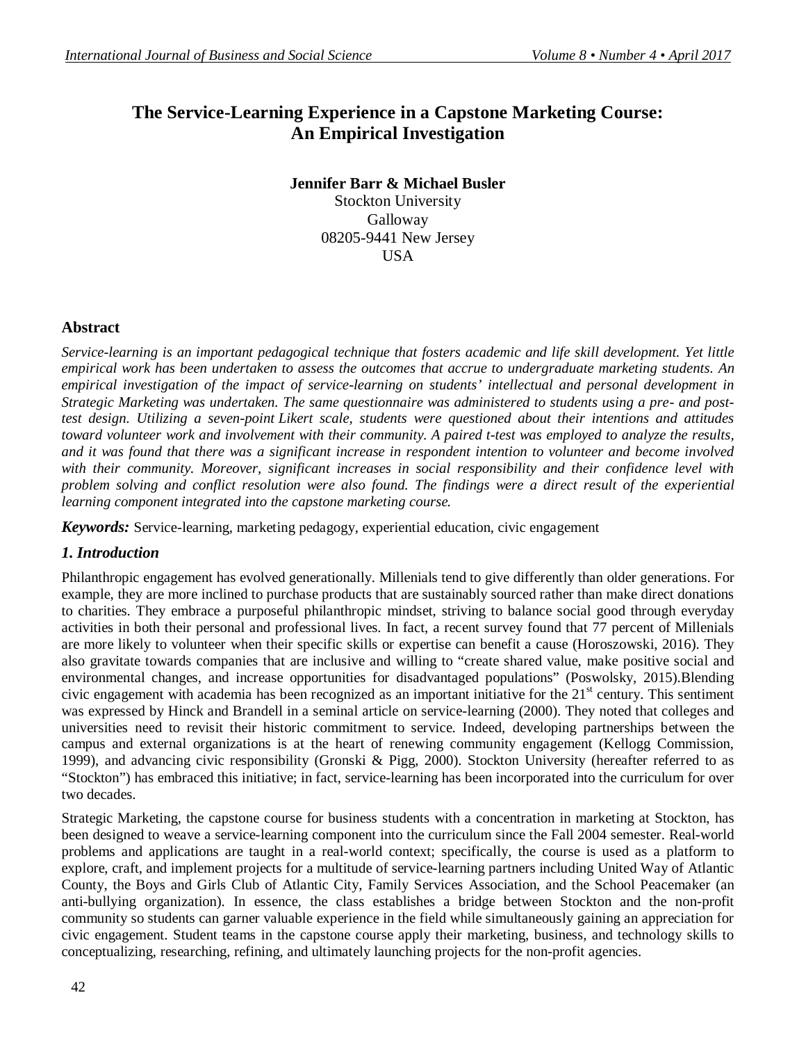# The Service-Learning Experience in a Capstone Marketing Course: An Empirical Investigation

**Jennifer Barr & Michael Busler**
Stockton University
Galloway
08205-9441 New Jersey
USA

## Abstract

*Service-learning is an important pedagogical technique that fosters academic and life skill development. Yet little empirical work has been undertaken to assess the outcomes that accrue to undergraduate marketing students. An empirical investigation of the impact of service-learning on students' intellectual and personal development in Strategic Marketing was undertaken. The same questionnaire was administered to students using a pre- and post-test design. Utilizing a seven-point Likert scale, students were questioned about their intentions and attitudes toward volunteer work and involvement with their community. A paired t-test was employed to analyze the results, and it was found that there was a significant increase in respondent intention to volunteer and become involved with their community. Moreover, significant increases in social responsibility and their confidence level with problem solving and conflict resolution were also found. The findings were a direct result of the experiential learning component integrated into the capstone marketing course.*

***Keywords:*** Service-learning, marketing pedagogy, experiential education, civic engagement

## *1. Introduction*

Philanthropic engagement has evolved generationally. Millenials tend to give differently than older generations. For example, they are more inclined to purchase products that are sustainably sourced rather than make direct donations to charities. They embrace a purposeful philanthropic mindset, striving to balance social good through everyday activities in both their personal and professional lives. In fact, a recent survey found that 77 percent of Millenials are more likely to volunteer when their specific skills or expertise can benefit a cause (Horoszowski, 2016). They also gravitate towards companies that are inclusive and willing to "create shared value, make positive social and environmental changes, and increase opportunities for disadvantaged populations" (Poswolsky, 2015).Blending civic engagement with academia has been recognized as an important initiative for the 21st century. This sentiment was expressed by Hinck and Brandell in a seminal article on service-learning (2000). They noted that colleges and universities need to revisit their historic commitment to service. Indeed, developing partnerships between the campus and external organizations is at the heart of renewing community engagement (Kellogg Commission, 1999), and advancing civic responsibility (Gronski & Pigg, 2000). Stockton University (hereafter referred to as "Stockton") has embraced this initiative; in fact, service-learning has been incorporated into the curriculum for over two decades.

Strategic Marketing, the capstone course for business students with a concentration in marketing at Stockton, has been designed to weave a service-learning component into the curriculum since the Fall 2004 semester. Real-world problems and applications are taught in a real-world context; specifically, the course is used as a platform to explore, craft, and implement projects for a multitude of service-learning partners including United Way of Atlantic County, the Boys and Girls Club of Atlantic City, Family Services Association, and the School Peacemaker (an anti-bullying organization). In essence, the class establishes a bridge between Stockton and the non-profit community so students can garner valuable experience in the field while simultaneously gaining an appreciation for civic engagement. Student teams in the capstone course apply their marketing, business, and technology skills to conceptualizing, researching, refining, and ultimately launching projects for the non-profit agencies.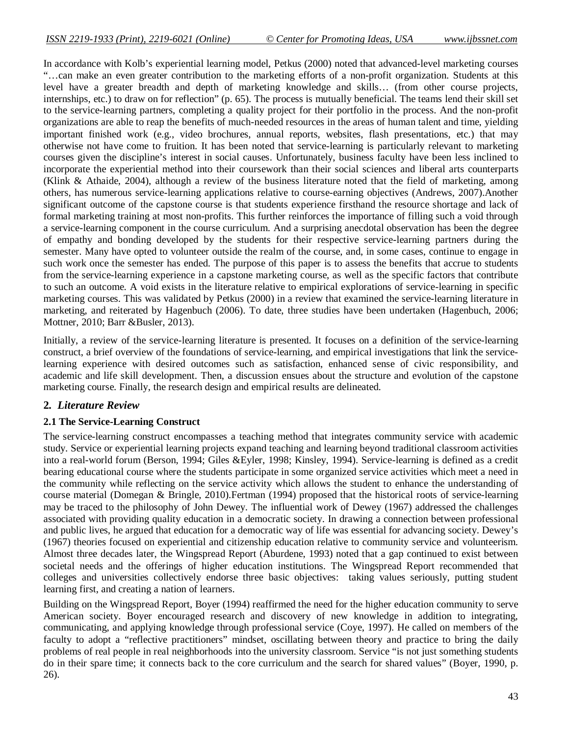In accordance with Kolb's experiential learning model, Petkus (2000) noted that advanced-level marketing courses "…can make an even greater contribution to the marketing efforts of a non-profit organization. Students at this level have a greater breadth and depth of marketing knowledge and skills… (from other course projects, internships, etc.) to draw on for reflection" (p. 65). The process is mutually beneficial. The teams lend their skill set to the service-learning partners, completing a quality project for their portfolio in the process. And the non-profit organizations are able to reap the benefits of much-needed resources in the areas of human talent and time, yielding important finished work (e.g., video brochures, annual reports, websites, flash presentations, etc.) that may otherwise not have come to fruition. It has been noted that service-learning is particularly relevant to marketing courses given the discipline's interest in social causes. Unfortunately, business faculty have been less inclined to incorporate the experiential method into their coursework than their social sciences and liberal arts counterparts (Klink & Athaide, 2004), although a review of the business literature noted that the field of marketing, among others, has numerous service-learning applications relative to course-earning objectives (Andrews, 2007).Another significant outcome of the capstone course is that students experience firsthand the resource shortage and lack of formal marketing training at most non-profits. This further reinforces the importance of filling such a void through a service-learning component in the course curriculum. And a surprising anecdotal observation has been the degree of empathy and bonding developed by the students for their respective service-learning partners during the semester. Many have opted to volunteer outside the realm of the course, and, in some cases, continue to engage in such work once the semester has ended. The purpose of this paper is to assess the benefits that accrue to students from the service-learning experience in a capstone marketing course, as well as the specific factors that contribute to such an outcome. A void exists in the literature relative to empirical explorations of service-learning in specific marketing courses. This was validated by Petkus (2000) in a review that examined the service-learning literature in marketing, and reiterated by Hagenbuch (2006). To date, three studies have been undertaken (Hagenbuch, 2006; Mottner, 2010; Barr &Busler, 2013).

Initially, a review of the service-learning literature is presented. It focuses on a definition of the service-learning construct, a brief overview of the foundations of service-learning, and empirical investigations that link the service-learning experience with desired outcomes such as satisfaction, enhanced sense of civic responsibility, and academic and life skill development. Then, a discussion ensues about the structure and evolution of the capstone marketing course. Finally, the research design and empirical results are delineated.

## 2. *Literature Review*

### 2.1 The Service-Learning Construct

The service-learning construct encompasses a teaching method that integrates community service with academic study. Service or experiential learning projects expand teaching and learning beyond traditional classroom activities into a real-world forum (Berson, 1994; Giles &Eyler, 1998; Kinsley, 1994). Service-learning is defined as a credit bearing educational course where the students participate in some organized service activities which meet a need in the community while reflecting on the service activity which allows the student to enhance the understanding of course material (Domegan & Bringle, 2010).Fertman (1994) proposed that the historical roots of service-learning may be traced to the philosophy of John Dewey. The influential work of Dewey (1967) addressed the challenges associated with providing quality education in a democratic society. In drawing a connection between professional and public lives, he argued that education for a democratic way of life was essential for advancing society. Dewey's (1967) theories focused on experiential and citizenship education relative to community service and volunteerism. Almost three decades later, the Wingspread Report (Aburdene, 1993) noted that a gap continued to exist between societal needs and the offerings of higher education institutions. The Wingspread Report recommended that colleges and universities collectively endorse three basic objectives: taking values seriously, putting student learning first, and creating a nation of learners.

Building on the Wingspread Report, Boyer (1994) reaffirmed the need for the higher education community to serve American society. Boyer encouraged research and discovery of new knowledge in addition to integrating, communicating, and applying knowledge through professional service (Coye, 1997). He called on members of the faculty to adopt a "reflective practitioners" mindset, oscillating between theory and practice to bring the daily problems of real people in real neighborhoods into the university classroom. Service "is not just something students do in their spare time; it connects back to the core curriculum and the search for shared values" (Boyer, 1990, p. 26).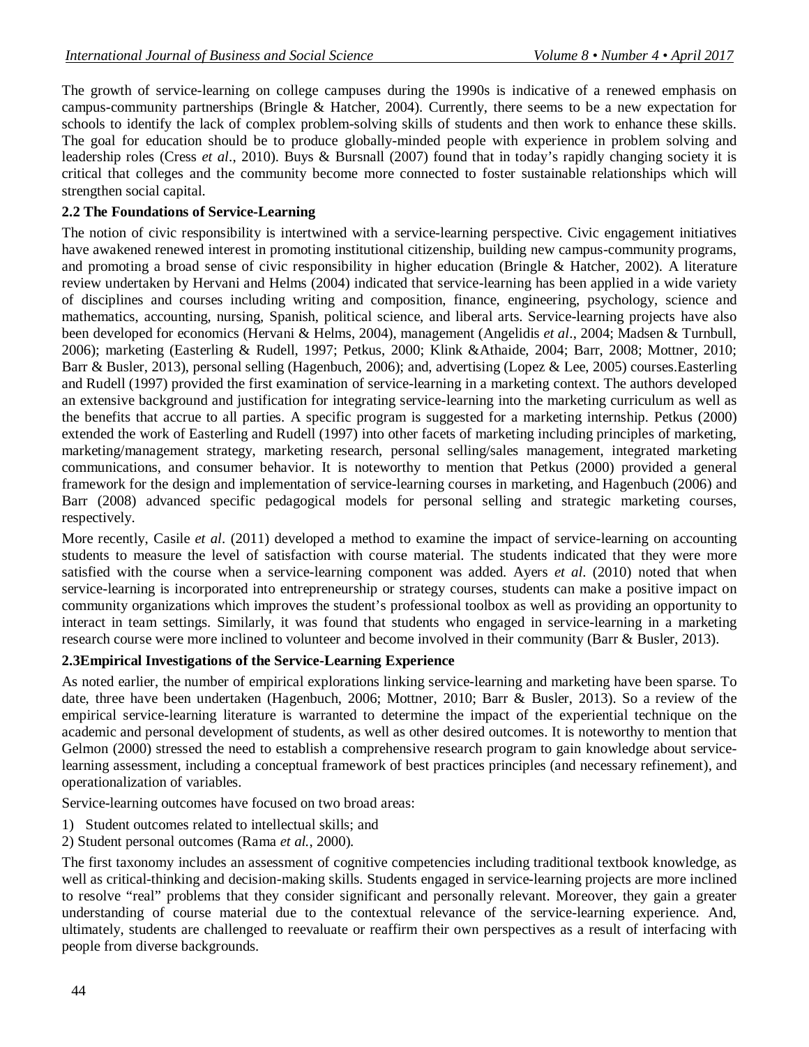The growth of service-learning on college campuses during the 1990s is indicative of a renewed emphasis on campus-community partnerships (Bringle & Hatcher, 2004). Currently, there seems to be a new expectation for schools to identify the lack of complex problem-solving skills of students and then work to enhance these skills. The goal for education should be to produce globally-minded people with experience in problem solving and leadership roles (Cress *et al*., 2010). Buys & Bursnall (2007) found that in today's rapidly changing society it is critical that colleges and the community become more connected to foster sustainable relationships which will strengthen social capital.

### 2.2 The Foundations of Service-Learning

The notion of civic responsibility is intertwined with a service-learning perspective. Civic engagement initiatives have awakened renewed interest in promoting institutional citizenship, building new campus-community programs, and promoting a broad sense of civic responsibility in higher education (Bringle & Hatcher, 2002). A literature review undertaken by Hervani and Helms (2004) indicated that service-learning has been applied in a wide variety of disciplines and courses including writing and composition, finance, engineering, psychology, science and mathematics, accounting, nursing, Spanish, political science, and liberal arts. Service-learning projects have also been developed for economics (Hervani & Helms, 2004), management (Angelidis *et al*., 2004; Madsen & Turnbull, 2006); marketing (Easterling & Rudell, 1997; Petkus, 2000; Klink &Athaide, 2004; Barr, 2008; Mottner, 2010; Barr & Busler, 2013), personal selling (Hagenbuch, 2006); and, advertising (Lopez & Lee, 2005) courses.Easterling and Rudell (1997) provided the first examination of service-learning in a marketing context. The authors developed an extensive background and justification for integrating service-learning into the marketing curriculum as well as the benefits that accrue to all parties. A specific program is suggested for a marketing internship. Petkus (2000) extended the work of Easterling and Rudell (1997) into other facets of marketing including principles of marketing, marketing/management strategy, marketing research, personal selling/sales management, integrated marketing communications, and consumer behavior. It is noteworthy to mention that Petkus (2000) provided a general framework for the design and implementation of service-learning courses in marketing, and Hagenbuch (2006) and Barr (2008) advanced specific pedagogical models for personal selling and strategic marketing courses, respectively.

More recently, Casile *et al*. (2011) developed a method to examine the impact of service-learning on accounting students to measure the level of satisfaction with course material. The students indicated that they were more satisfied with the course when a service-learning component was added. Ayers *et al*. (2010) noted that when service-learning is incorporated into entrepreneurship or strategy courses, students can make a positive impact on community organizations which improves the student's professional toolbox as well as providing an opportunity to interact in team settings. Similarly, it was found that students who engaged in service-learning in a marketing research course were more inclined to volunteer and become involved in their community (Barr & Busler, 2013).

### 2.3Empirical Investigations of the Service-Learning Experience

As noted earlier, the number of empirical explorations linking service-learning and marketing have been sparse. To date, three have been undertaken (Hagenbuch, 2006; Mottner, 2010; Barr & Busler, 2013). So a review of the empirical service-learning literature is warranted to determine the impact of the experiential technique on the academic and personal development of students, as well as other desired outcomes. It is noteworthy to mention that Gelmon (2000) stressed the need to establish a comprehensive research program to gain knowledge about service-learning assessment, including a conceptual framework of best practices principles (and necessary refinement), and operationalization of variables.

Service-learning outcomes have focused on two broad areas:

1) Student outcomes related to intellectual skills; and
2) Student personal outcomes (Rama *et al.*, 2000).

The first taxonomy includes an assessment of cognitive competencies including traditional textbook knowledge, as well as critical-thinking and decision-making skills. Students engaged in service-learning projects are more inclined to resolve "real" problems that they consider significant and personally relevant. Moreover, they gain a greater understanding of course material due to the contextual relevance of the service-learning experience. And, ultimately, students are challenged to reevaluate or reaffirm their own perspectives as a result of interfacing with people from diverse backgrounds.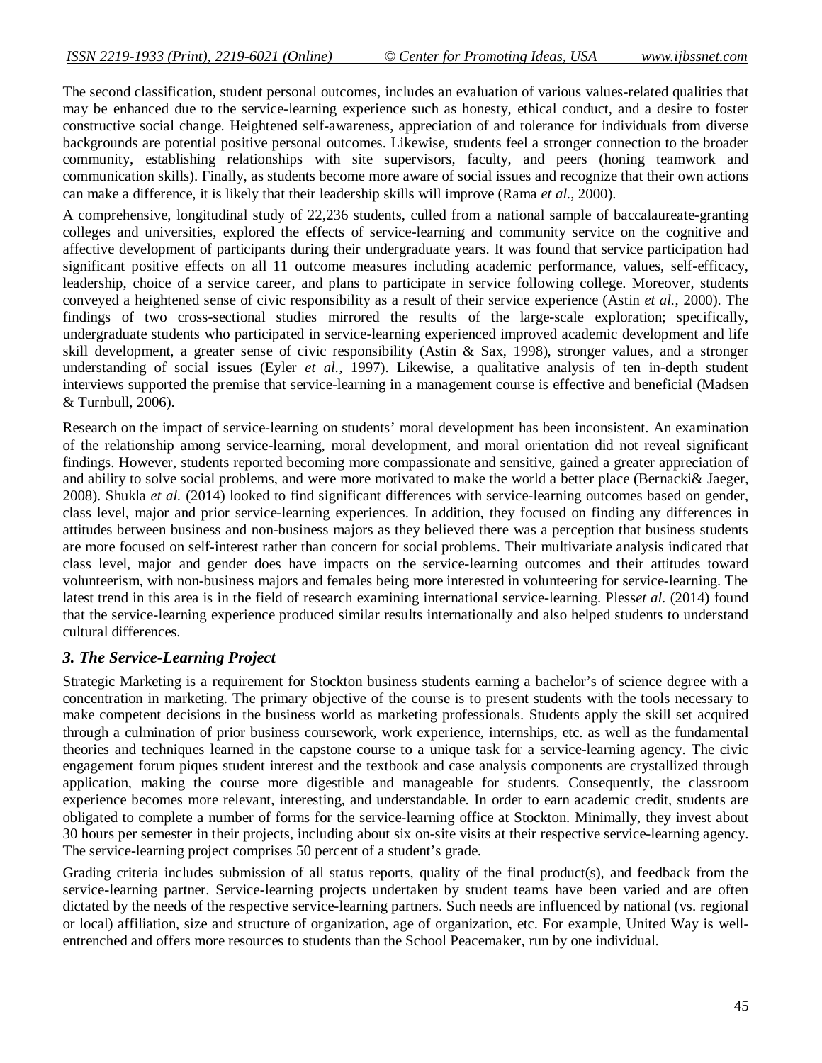The second classification, student personal outcomes, includes an evaluation of various values-related qualities that may be enhanced due to the service-learning experience such as honesty, ethical conduct, and a desire to foster constructive social change. Heightened self-awareness, appreciation of and tolerance for individuals from diverse backgrounds are potential positive personal outcomes. Likewise, students feel a stronger connection to the broader community, establishing relationships with site supervisors, faculty, and peers (honing teamwork and communication skills). Finally, as students become more aware of social issues and recognize that their own actions can make a difference, it is likely that their leadership skills will improve (Rama *et al.,* 2000).

A comprehensive, longitudinal study of 22,236 students, culled from a national sample of baccalaureate-granting colleges and universities, explored the effects of service-learning and community service on the cognitive and affective development of participants during their undergraduate years. It was found that service participation had significant positive effects on all 11 outcome measures including academic performance, values, self-efficacy, leadership, choice of a service career, and plans to participate in service following college. Moreover, students conveyed a heightened sense of civic responsibility as a result of their service experience (Astin *et al.*, 2000). The findings of two cross-sectional studies mirrored the results of the large-scale exploration; specifically, undergraduate students who participated in service-learning experienced improved academic development and life skill development, a greater sense of civic responsibility (Astin & Sax, 1998), stronger values, and a stronger understanding of social issues (Eyler *et al.*, 1997). Likewise, a qualitative analysis of ten in-depth student interviews supported the premise that service-learning in a management course is effective and beneficial (Madsen & Turnbull, 2006).

Research on the impact of service-learning on students' moral development has been inconsistent. An examination of the relationship among service-learning, moral development, and moral orientation did not reveal significant findings. However, students reported becoming more compassionate and sensitive, gained a greater appreciation of and ability to solve social problems, and were more motivated to make the world a better place (Bernacki& Jaeger, 2008). Shukla *et al.* (2014) looked to find significant differences with service-learning outcomes based on gender, class level, major and prior service-learning experiences. In addition, they focused on finding any differences in attitudes between business and non-business majors as they believed there was a perception that business students are more focused on self-interest rather than concern for social problems. Their multivariate analysis indicated that class level, major and gender does have impacts on the service-learning outcomes and their attitudes toward volunteerism, with non-business majors and females being more interested in volunteering for service-learning. The latest trend in this area is in the field of research examining international service-learning. Pless*et al.* (2014) found that the service-learning experience produced similar results internationally and also helped students to understand cultural differences.

### *3. The Service-Learning Project*

Strategic Marketing is a requirement for Stockton business students earning a bachelor's of science degree with a concentration in marketing. The primary objective of the course is to present students with the tools necessary to make competent decisions in the business world as marketing professionals. Students apply the skill set acquired through a culmination of prior business coursework, work experience, internships, etc. as well as the fundamental theories and techniques learned in the capstone course to a unique task for a service-learning agency. The civic engagement forum piques student interest and the textbook and case analysis components are crystallized through application, making the course more digestible and manageable for students. Consequently, the classroom experience becomes more relevant, interesting, and understandable. In order to earn academic credit, students are obligated to complete a number of forms for the service-learning office at Stockton. Minimally, they invest about 30 hours per semester in their projects, including about six on-site visits at their respective service-learning agency. The service-learning project comprises 50 percent of a student's grade.

Grading criteria includes submission of all status reports, quality of the final product(s), and feedback from the service-learning partner. Service-learning projects undertaken by student teams have been varied and are often dictated by the needs of the respective service-learning partners. Such needs are influenced by national (vs. regional or local) affiliation, size and structure of organization, age of organization, etc. For example, United Way is well-entrenched and offers more resources to students than the School Peacemaker, run by one individual.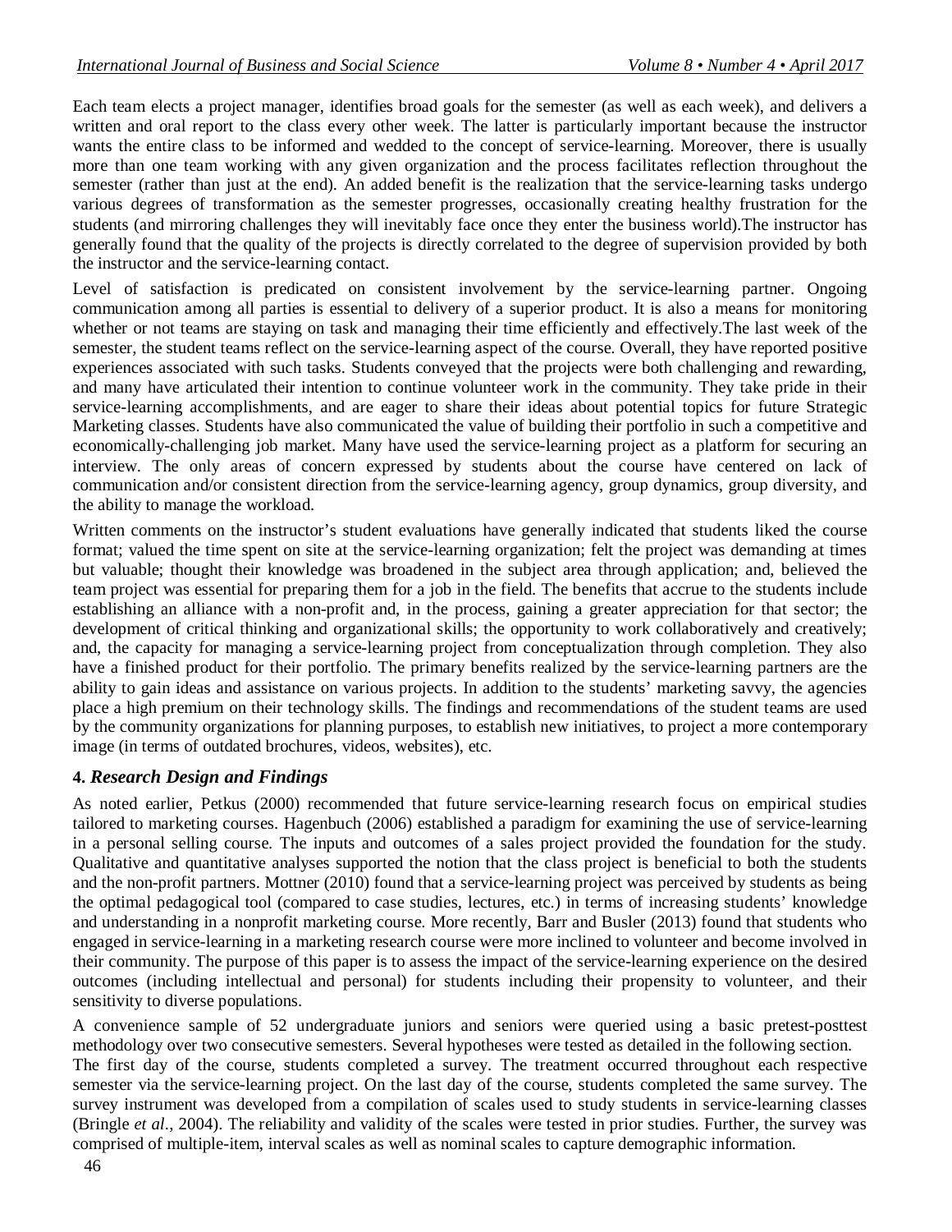Each team elects a project manager, identifies broad goals for the semester (as well as each week), and delivers a written and oral report to the class every other week. The latter is particularly important because the instructor wants the entire class to be informed and wedded to the concept of service-learning. Moreover, there is usually more than one team working with any given organization and the process facilitates reflection throughout the semester (rather than just at the end). An added benefit is the realization that the service-learning tasks undergo various degrees of transformation as the semester progresses, occasionally creating healthy frustration for the students (and mirroring challenges they will inevitably face once they enter the business world).The instructor has generally found that the quality of the projects is directly correlated to the degree of supervision provided by both the instructor and the service-learning contact.

Level of satisfaction is predicated on consistent involvement by the service-learning partner. Ongoing communication among all parties is essential to delivery of a superior product. It is also a means for monitoring whether or not teams are staying on task and managing their time efficiently and effectively.The last week of the semester, the student teams reflect on the service-learning aspect of the course. Overall, they have reported positive experiences associated with such tasks. Students conveyed that the projects were both challenging and rewarding, and many have articulated their intention to continue volunteer work in the community. They take pride in their service-learning accomplishments, and are eager to share their ideas about potential topics for future Strategic Marketing classes. Students have also communicated the value of building their portfolio in such a competitive and economically-challenging job market. Many have used the service-learning project as a platform for securing an interview. The only areas of concern expressed by students about the course have centered on lack of communication and/or consistent direction from the service-learning agency, group dynamics, group diversity, and the ability to manage the workload.

Written comments on the instructor's student evaluations have generally indicated that students liked the course format; valued the time spent on site at the service-learning organization; felt the project was demanding at times but valuable; thought their knowledge was broadened in the subject area through application; and, believed the team project was essential for preparing them for a job in the field. The benefits that accrue to the students include establishing an alliance with a non-profit and, in the process, gaining a greater appreciation for that sector; the development of critical thinking and organizational skills; the opportunity to work collaboratively and creatively; and, the capacity for managing a service-learning project from conceptualization through completion. They also have a finished product for their portfolio. The primary benefits realized by the service-learning partners are the ability to gain ideas and assistance on various projects. In addition to the students' marketing savvy, the agencies place a high premium on their technology skills. The findings and recommendations of the student teams are used by the community organizations for planning purposes, to establish new initiatives, to project a more contemporary image (in terms of outdated brochures, videos, websites), etc.

## 4. *Research Design and Findings*

As noted earlier, Petkus (2000) recommended that future service-learning research focus on empirical studies tailored to marketing courses. Hagenbuch (2006) established a paradigm for examining the use of service-learning in a personal selling course. The inputs and outcomes of a sales project provided the foundation for the study. Qualitative and quantitative analyses supported the notion that the class project is beneficial to both the students and the non-profit partners. Mottner (2010) found that a service-learning project was perceived by students as being the optimal pedagogical tool (compared to case studies, lectures, etc.) in terms of increasing students' knowledge and understanding in a nonprofit marketing course. More recently, Barr and Busler (2013) found that students who engaged in service-learning in a marketing research course were more inclined to volunteer and become involved in their community. The purpose of this paper is to assess the impact of the service-learning experience on the desired outcomes (including intellectual and personal) for students including their propensity to volunteer, and their sensitivity to diverse populations.

A convenience sample of 52 undergraduate juniors and seniors were queried using a basic pretest-posttest methodology over two consecutive semesters. Several hypotheses were tested as detailed in the following section.

The first day of the course, students completed a survey. The treatment occurred throughout each respective semester via the service-learning project. On the last day of the course, students completed the same survey. The survey instrument was developed from a compilation of scales used to study students in service-learning classes (Bringle *et al*., 2004). The reliability and validity of the scales were tested in prior studies. Further, the survey was comprised of multiple-item, interval scales as well as nominal scales to capture demographic information.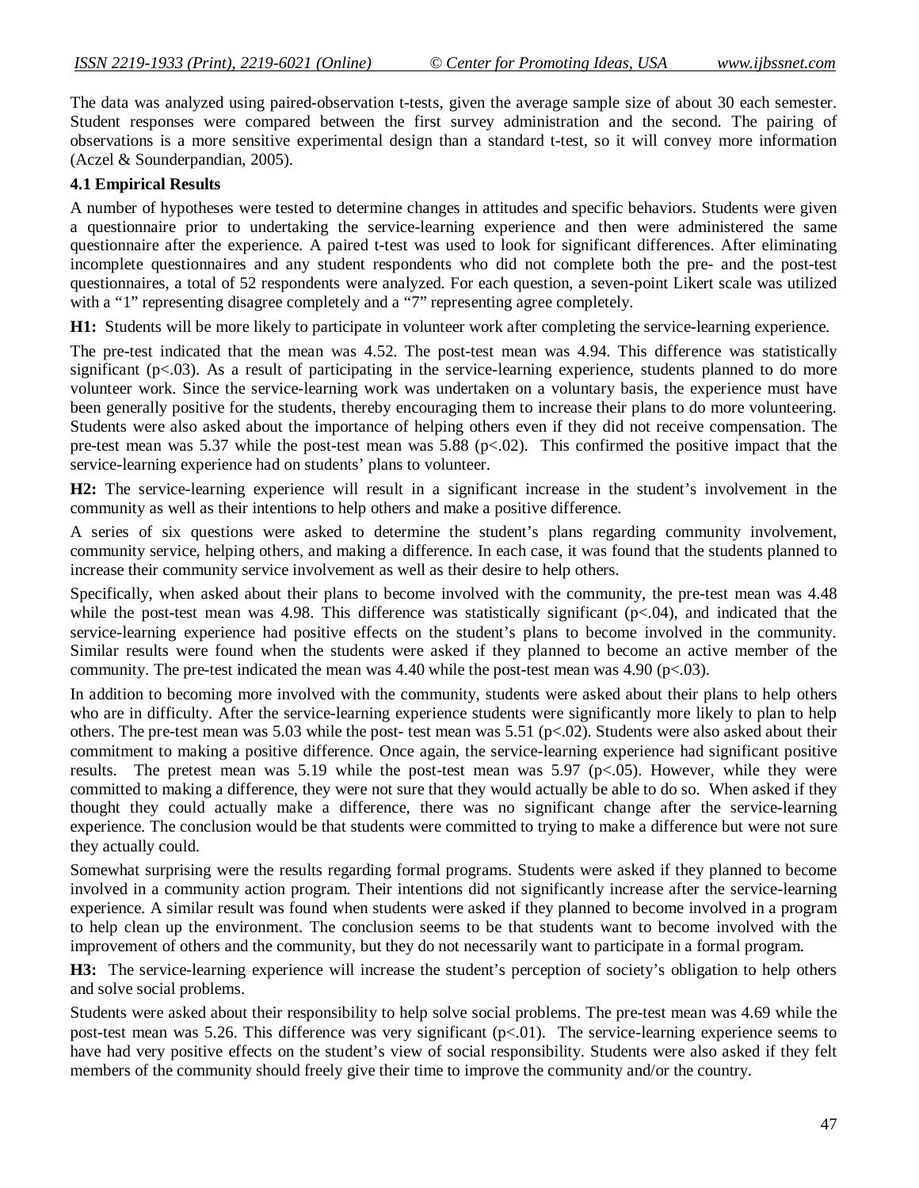The data was analyzed using paired-observation t-tests, given the average sample size of about 30 each semester. Student responses were compared between the first survey administration and the second. The pairing of observations is a more sensitive experimental design than a standard t-test, so it will convey more information (Aczel & Sounderpandian, 2005).

### 4.1 Empirical Results

A number of hypotheses were tested to determine changes in attitudes and specific behaviors. Students were given a questionnaire prior to undertaking the service-learning experience and then were administered the same questionnaire after the experience. A paired t-test was used to look for significant differences. After eliminating incomplete questionnaires and any student respondents who did not complete both the pre- and the post-test questionnaires, a total of 52 respondents were analyzed. For each question, a seven-point Likert scale was utilized with a "1" representing disagree completely and a "7" representing agree completely.

**H1:** Students will be more likely to participate in volunteer work after completing the service-learning experience.

The pre-test indicated that the mean was 4.52. The post-test mean was 4.94. This difference was statistically significant ($p<.03$). As a result of participating in the service-learning experience, students planned to do more volunteer work. Since the service-learning work was undertaken on a voluntary basis, the experience must have been generally positive for the students, thereby encouraging them to increase their plans to do more volunteering. Students were also asked about the importance of helping others even if they did not receive compensation. The pre-test mean was 5.37 while the post-test mean was 5.88 ($p<.02$). This confirmed the positive impact that the service-learning experience had on students' plans to volunteer.

**H2:** The service-learning experience will result in a significant increase in the student's involvement in the community as well as their intentions to help others and make a positive difference.

A series of six questions were asked to determine the student's plans regarding community involvement, community service, helping others, and making a difference. In each case, it was found that the students planned to increase their community service involvement as well as their desire to help others.

Specifically, when asked about their plans to become involved with the community, the pre-test mean was 4.48 while the post-test mean was 4.98. This difference was statistically significant ($p<.04$), and indicated that the service-learning experience had positive effects on the student's plans to become involved in the community. Similar results were found when the students were asked if they planned to become an active member of the community. The pre-test indicated the mean was 4.40 while the post-test mean was 4.90 ($p<.03$).

In addition to becoming more involved with the community, students were asked about their plans to help others who are in difficulty. After the service-learning experience students were significantly more likely to plan to help others. The pre-test mean was 5.03 while the post- test mean was 5.51 ($p<.02$). Students were also asked about their commitment to making a positive difference. Once again, the service-learning experience had significant positive results. The pretest mean was 5.19 while the post-test mean was 5.97 ($p<.05$). However, while they were committed to making a difference, they were not sure that they would actually be able to do so. When asked if they thought they could actually make a difference, there was no significant change after the service-learning experience. The conclusion would be that students were committed to trying to make a difference but were not sure they actually could.

Somewhat surprising were the results regarding formal programs. Students were asked if they planned to become involved in a community action program. Their intentions did not significantly increase after the service-learning experience. A similar result was found when students were asked if they planned to become involved in a program to help clean up the environment. The conclusion seems to be that students want to become involved with the improvement of others and the community, but they do not necessarily want to participate in a formal program.

**H3:** The service-learning experience will increase the student's perception of society's obligation to help others and solve social problems.

Students were asked about their responsibility to help solve social problems. The pre-test mean was 4.69 while the post-test mean was 5.26. This difference was very significant ($p<.01$). The service-learning experience seems to have had very positive effects on the student's view of social responsibility. Students were also asked if they felt members of the community should freely give their time to improve the community and/or the country.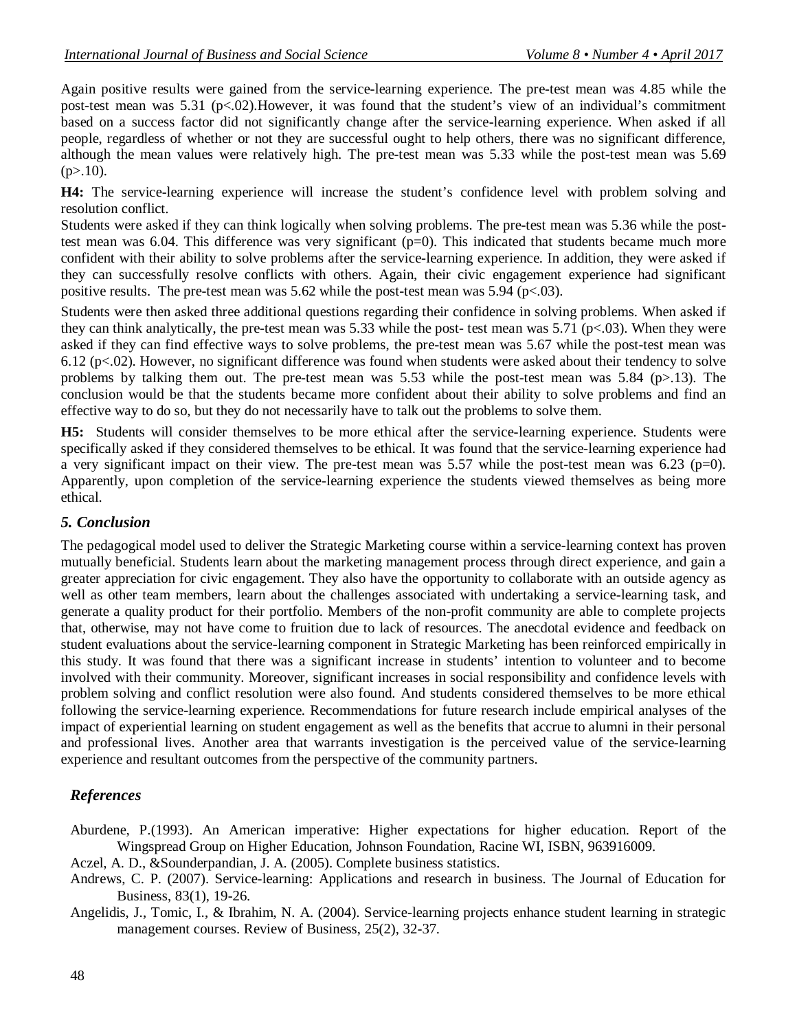Again positive results were gained from the service-learning experience. The pre-test mean was 4.85 while the post-test mean was 5.31 ($p<.02$).However, it was found that the student's view of an individual's commitment based on a success factor did not significantly change after the service-learning experience. When asked if all people, regardless of whether or not they are successful ought to help others, there was no significant difference, although the mean values were relatively high. The pre-test mean was 5.33 while the post-test mean was 5.69 ($p>.10$).

**H4:** The service-learning experience will increase the student's confidence level with problem solving and resolution conflict.

Students were asked if they can think logically when solving problems. The pre-test mean was 5.36 while the post-test mean was 6.04. This difference was very significant ($p=0$). This indicated that students became much more confident with their ability to solve problems after the service-learning experience. In addition, they were asked if they can successfully resolve conflicts with others. Again, their civic engagement experience had significant positive results. The pre-test mean was 5.62 while the post-test mean was 5.94 ($p<.03$).

Students were then asked three additional questions regarding their confidence in solving problems. When asked if they can think analytically, the pre-test mean was 5.33 while the post- test mean was 5.71 ($p<.03$). When they were asked if they can find effective ways to solve problems, the pre-test mean was 5.67 while the post-test mean was 6.12 ($p<.02$). However, no significant difference was found when students were asked about their tendency to solve problems by talking them out. The pre-test mean was 5.53 while the post-test mean was 5.84 ($p>.13$). The conclusion would be that the students became more confident about their ability to solve problems and find an effective way to do so, but they do not necessarily have to talk out the problems to solve them.

**H5:** Students will consider themselves to be more ethical after the service-learning experience. Students were specifically asked if they considered themselves to be ethical. It was found that the service-learning experience had a very significant impact on their view. The pre-test mean was 5.57 while the post-test mean was 6.23 ($p=0$). Apparently, upon completion of the service-learning experience the students viewed themselves as being more ethical.

## *5. Conclusion*

The pedagogical model used to deliver the Strategic Marketing course within a service-learning context has proven mutually beneficial. Students learn about the marketing management process through direct experience, and gain a greater appreciation for civic engagement. They also have the opportunity to collaborate with an outside agency as well as other team members, learn about the challenges associated with undertaking a service-learning task, and generate a quality product for their portfolio. Members of the non-profit community are able to complete projects that, otherwise, may not have come to fruition due to lack of resources. The anecdotal evidence and feedback on student evaluations about the service-learning component in Strategic Marketing has been reinforced empirically in this study. It was found that there was a significant increase in students' intention to volunteer and to become involved with their community. Moreover, significant increases in social responsibility and confidence levels with problem solving and conflict resolution were also found. And students considered themselves to be more ethical following the service-learning experience. Recommendations for future research include empirical analyses of the impact of experiential learning on student engagement as well as the benefits that accrue to alumni in their personal and professional lives. Another area that warrants investigation is the perceived value of the service-learning experience and resultant outcomes from the perspective of the community partners.

## *References*

Aburdene, P.(1993). An American imperative: Higher expectations for higher education. Report of the Wingspread Group on Higher Education, Johnson Foundation, Racine WI, ISBN, 963916009.

Aczel, A. D., &Sounderpandian, J. A. (2005). Complete business statistics.

Andrews, C. P. (2007). Service-learning: Applications and research in business. The Journal of Education for Business, 83(1), 19-26.

Angelidis, J., Tomic, I., & Ibrahim, N. A. (2004). Service-learning projects enhance student learning in strategic management courses. Review of Business, 25(2), 32-37.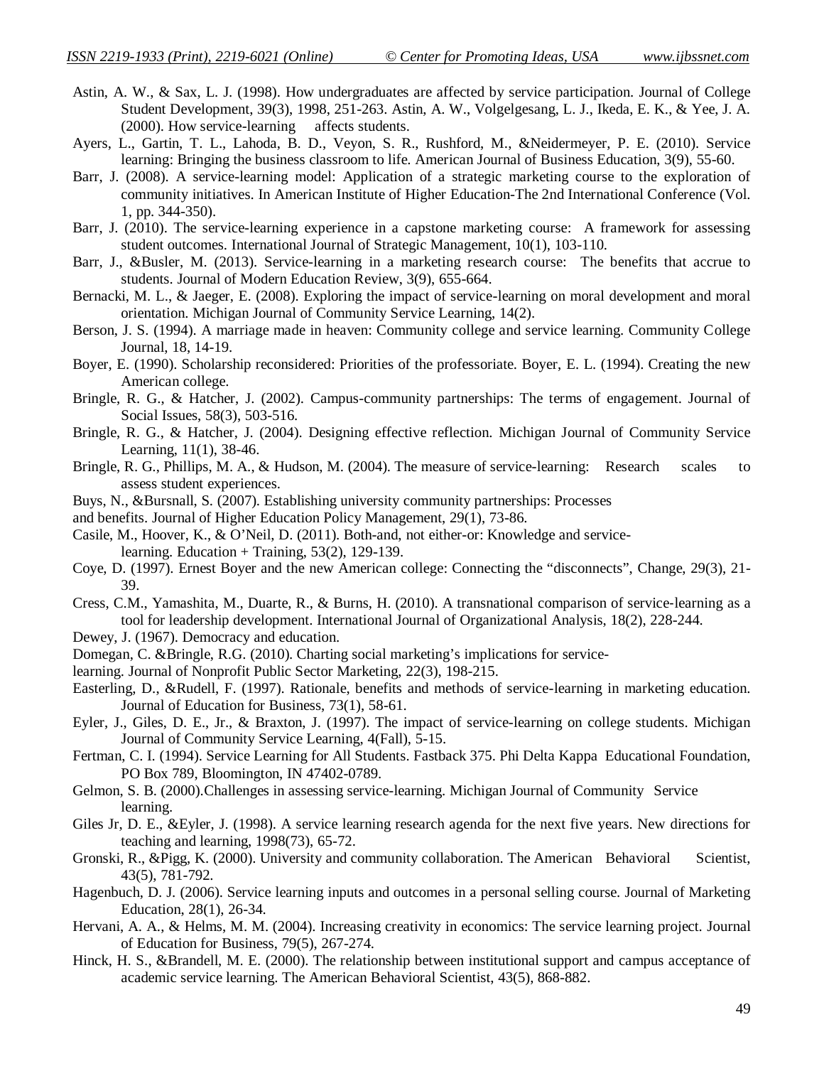Astin, A. W., & Sax, L. J. (1998). How undergraduates are affected by service participation. Journal of College Student Development, 39(3), 1998, 251-263. Astin, A. W., Volgelgesang, L. J., Ikeda, E. K., & Yee, J. A. (2000). How service-learning affects students.

Ayers, L., Gartin, T. L., Lahoda, B. D., Veyon, S. R., Rushford, M., &Neidermeyer, P. E. (2010). Service learning: Bringing the business classroom to life. American Journal of Business Education, 3(9), 55-60.

Barr, J. (2008). A service-learning model: Application of a strategic marketing course to the exploration of community initiatives. In American Institute of Higher Education-The 2nd International Conference (Vol. 1, pp. 344-350).

Barr, J. (2010). The service-learning experience in a capstone marketing course: A framework for assessing student outcomes. International Journal of Strategic Management, 10(1), 103-110.

Barr, J., &Busler, M. (2013). Service-learning in a marketing research course: The benefits that accrue to students. Journal of Modern Education Review, 3(9), 655-664.

Bernacki, M. L., & Jaeger, E. (2008). Exploring the impact of service-learning on moral development and moral orientation. Michigan Journal of Community Service Learning, 14(2).

Berson, J. S. (1994). A marriage made in heaven: Community college and service learning. Community College Journal, 18, 14-19.

Boyer, E. (1990). Scholarship reconsidered: Priorities of the professoriate. Boyer, E. L. (1994). Creating the new American college.

Bringle, R. G., & Hatcher, J. (2002). Campus-community partnerships: The terms of engagement. Journal of Social Issues, 58(3), 503-516.

Bringle, R. G., & Hatcher, J. (2004). Designing effective reflection. Michigan Journal of Community Service Learning, 11(1), 38-46.

Bringle, R. G., Phillips, M. A., & Hudson, M. (2004). The measure of service-learning: Research scales to assess student experiences.

Buys, N., &Bursnall, S. (2007). Establishing university community partnerships: Processes and benefits. Journal of Higher Education Policy Management, 29(1), 73-86.

Casile, M., Hoover, K., & O'Neil, D. (2011). Both-and, not either-or: Knowledge and service-learning. Education + Training, 53(2), 129-139.

Coye, D. (1997). Ernest Boyer and the new American college: Connecting the "disconnects", Change, 29(3), 21-39.

Cress, C.M., Yamashita, M., Duarte, R., & Burns, H. (2010). A transnational comparison of service-learning as a tool for leadership development. International Journal of Organizational Analysis, 18(2), 228-244.

Dewey, J. (1967). Democracy and education.

Domegan, C. &Bringle, R.G. (2010). Charting social marketing's implications for service-learning. Journal of Nonprofit Public Sector Marketing, 22(3), 198-215.

Easterling, D., &Rudell, F. (1997). Rationale, benefits and methods of service-learning in marketing education. Journal of Education for Business, 73(1), 58-61.

Eyler, J., Giles, D. E., Jr., & Braxton, J. (1997). The impact of service-learning on college students. Michigan Journal of Community Service Learning, 4(Fall), 5-15.

Fertman, C. I. (1994). Service Learning for All Students. Fastback 375. Phi Delta Kappa Educational Foundation, PO Box 789, Bloomington, IN 47402-0789.

Gelmon, S. B. (2000).Challenges in assessing service-learning. Michigan Journal of Community Service learning.

Giles Jr, D. E., &Eyler, J. (1998). A service learning research agenda for the next five years. New directions for teaching and learning, 1998(73), 65-72.

Gronski, R., &Pigg, K. (2000). University and community collaboration. The American Behavioral Scientist, 43(5), 781-792.

Hagenbuch, D. J. (2006). Service learning inputs and outcomes in a personal selling course. Journal of Marketing Education, 28(1), 26-34.

Hervani, A. A., & Helms, M. M. (2004). Increasing creativity in economics: The service learning project. Journal of Education for Business, 79(5), 267-274.

Hinck, H. S., &Brandell, M. E. (2000). The relationship between institutional support and campus acceptance of academic service learning. The American Behavioral Scientist, 43(5), 868-882.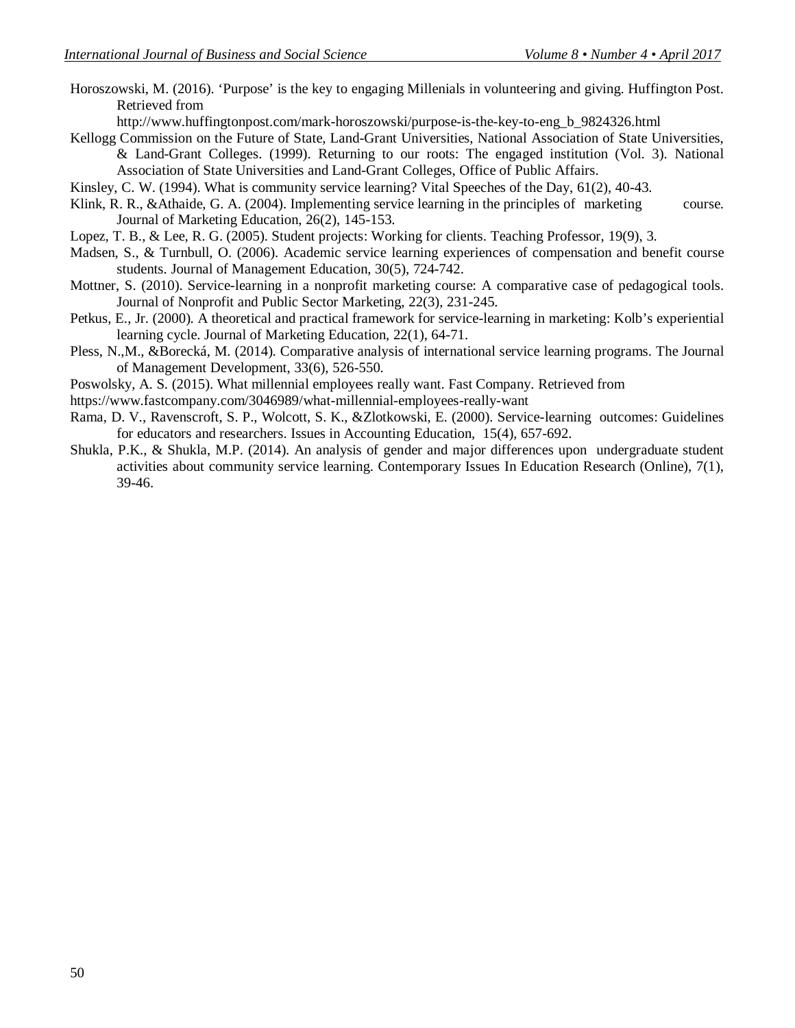Horoszowski, M. (2016). 'Purpose' is the key to engaging Millenials in volunteering and giving. Huffington Post. Retrieved from http://www.huffingtonpost.com/mark-horoszowski/purpose-is-the-key-to-eng_b_9824326.html

Kellogg Commission on the Future of State, Land-Grant Universities, National Association of State Universities, & Land-Grant Colleges. (1999). Returning to our roots: The engaged institution (Vol. 3). National Association of State Universities and Land-Grant Colleges, Office of Public Affairs.

Kinsley, C. W. (1994). What is community service learning? Vital Speeches of the Day, 61(2), 40-43.

Klink, R. R., &Athaide, G. A. (2004). Implementing service learning in the principles of marketing course. Journal of Marketing Education, 26(2), 145-153.

Lopez, T. B., & Lee, R. G. (2005). Student projects: Working for clients. Teaching Professor, 19(9), 3.

Madsen, S., & Turnbull, O. (2006). Academic service learning experiences of compensation and benefit course students. Journal of Management Education, 30(5), 724-742.

Mottner, S. (2010). Service-learning in a nonprofit marketing course: A comparative case of pedagogical tools. Journal of Nonprofit and Public Sector Marketing, 22(3), 231-245.

Petkus, E., Jr. (2000). A theoretical and practical framework for service-learning in marketing: Kolb's experiential learning cycle. Journal of Marketing Education, 22(1), 64-71.

Pless, N.,M., &Borecká, M. (2014). Comparative analysis of international service learning programs. The Journal of Management Development, 33(6), 526-550.

Poswolsky, A. S. (2015). What millennial employees really want. Fast Company. Retrieved from https://www.fastcompany.com/3046989/what-millennial-employees-really-want

Rama, D. V., Ravenscroft, S. P., Wolcott, S. K., &Zlotkowski, E. (2000). Service-learning outcomes: Guidelines for educators and researchers. Issues in Accounting Education, 15(4), 657-692.

Shukla, P.K., & Shukla, M.P. (2014). An analysis of gender and major differences upon undergraduate student activities about community service learning. Contemporary Issues In Education Research (Online), 7(1), 39-46.